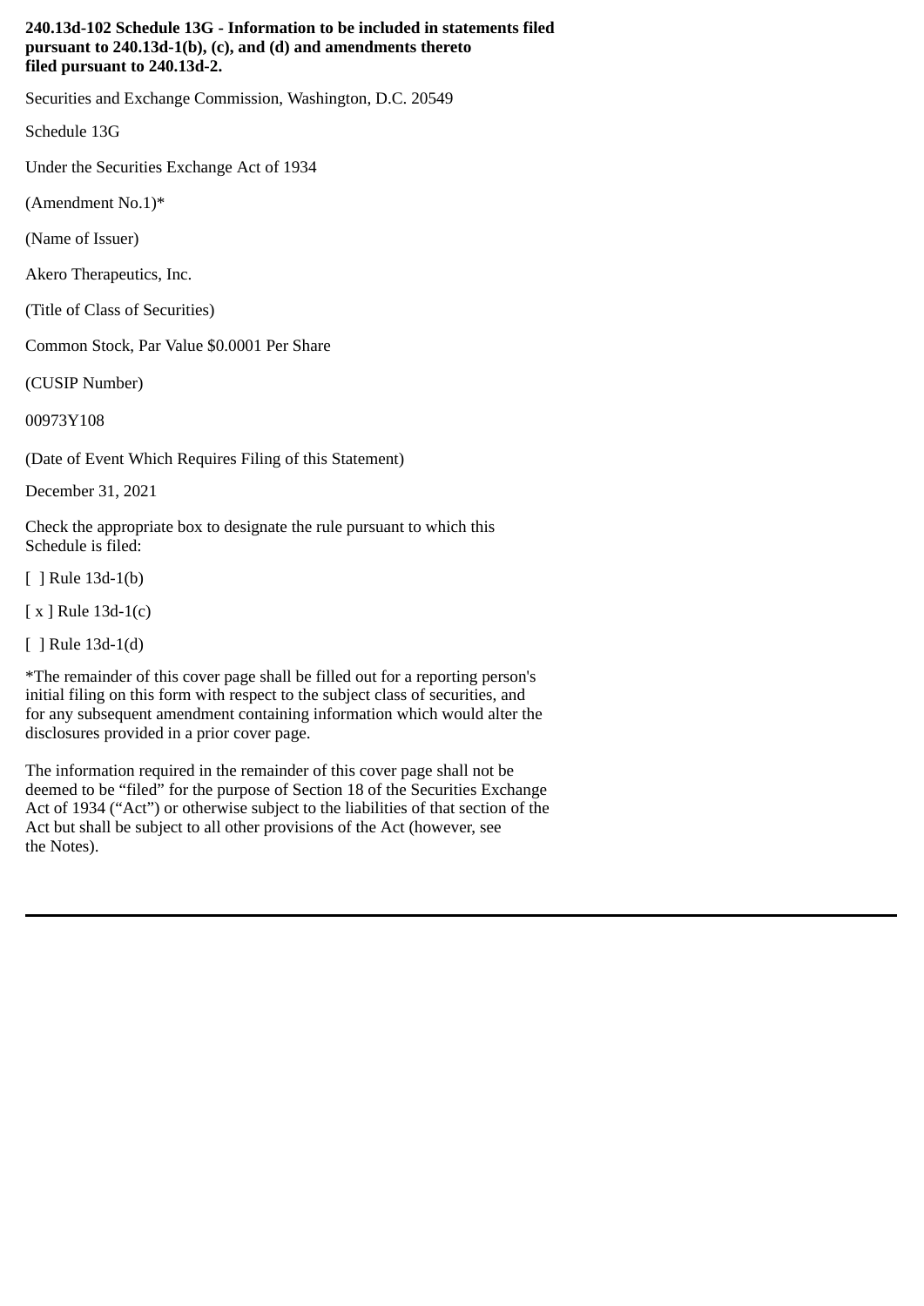**240.13d-102 Schedule 13G - Information to be included in statements filed pursuant to 240.13d-1(b), (c), and (d) and amendments thereto filed pursuant to 240.13d-2.**

Securities and Exchange Commission, Washington, D.C. 20549

Schedule 13G

Under the Securities Exchange Act of 1934

(Amendment No.1)*

(Name of Issuer)

Akero Therapeutics, Inc.

(Title of Class of Securities)

Common Stock, Par Value $0.0001 Per Share

(CUSIP Number)

00973Y108

(Date of Event Which Requires Filing of this Statement)

December 31, 2021

Check the appropriate box to designate the rule pursuant to which this Schedule is filed:

[ ] Rule 13d-1(b)

[ x ] Rule 13d-1(c)

[ ] Rule 13d-1(d)

*The remainder of this cover page shall be filled out for a reporting person's initial filing on this form with respect to the subject class of securities, and for any subsequent amendment containing information which would alter the disclosures provided in a prior cover page.

The information required in the remainder of this cover page shall not be deemed to be "filed" for the purpose of Section 18 of the Securities Exchange Act of 1934 ("Act") or otherwise subject to the liabilities of that section of the Act but shall be subject to all other provisions of the Act (however, see the Notes).

---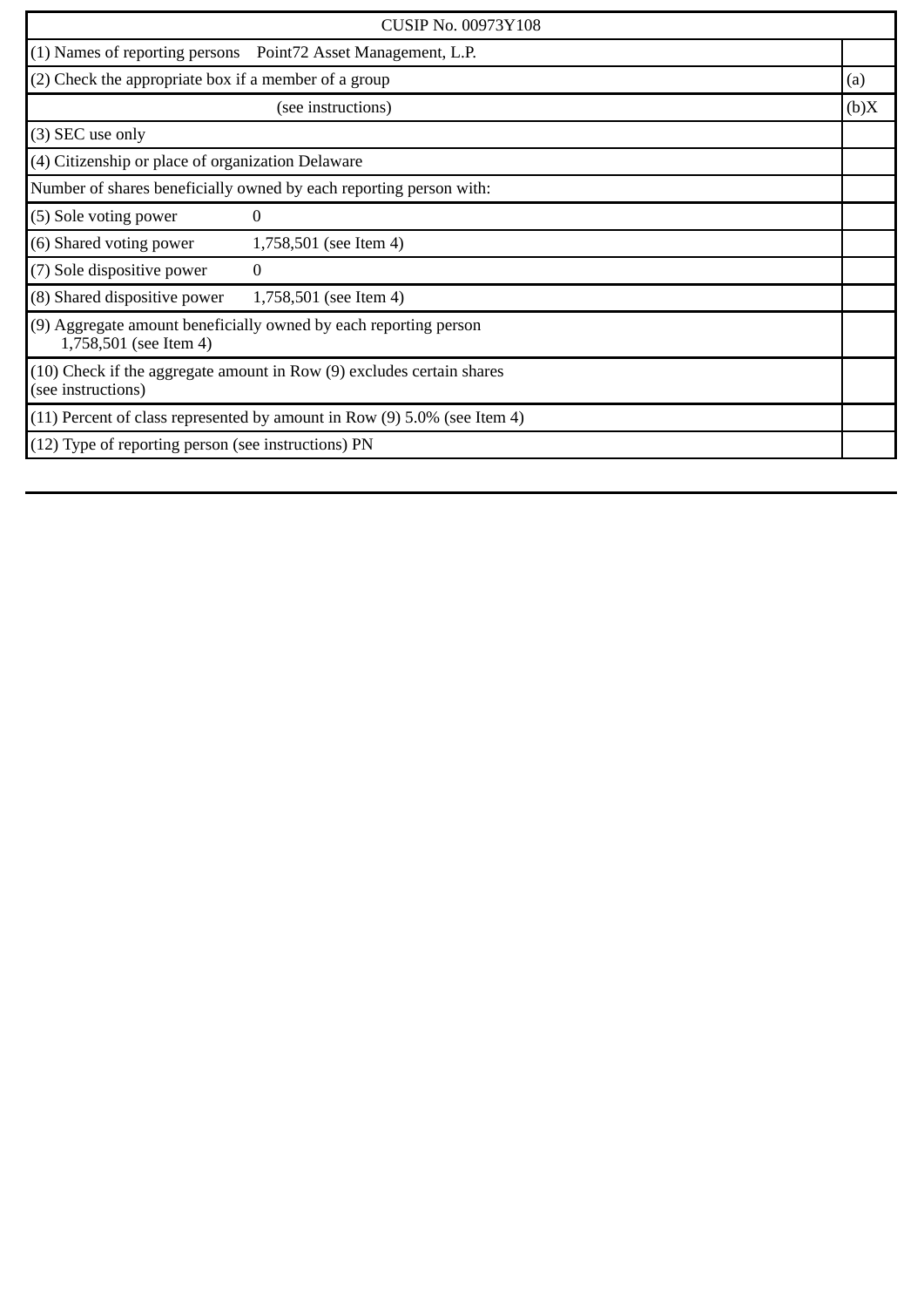| CUSIP No. 00973Y108 | |
|---|---|
| (1) Names of reporting persons Point72 Asset Management, L.P. | |
| (2) Check the appropriate box if a member of a group | (a) |
| (see instructions) | (b)X |
| (3) SEC use only | |
| (4) Citizenship or place of organization Delaware | |
| Number of shares beneficially owned by each reporting person with: | |
| (5) Sole voting power 0 | |
| (6) Shared voting power 1,758,501 (see Item 4) | |
| (7) Sole dispositive power 0 | |
| (8) Shared dispositive power 1,758,501 (see Item 4) | |
| (9) Aggregate amount beneficially owned by each reporting person 1,758,501 (see Item 4) | |
| (10) Check if the aggregate amount in Row (9) excludes certain shares (see instructions) | |
| (11) Percent of class represented by amount in Row (9) 5.0% (see Item 4) | |
| (12) Type of reporting person (see instructions) PN | |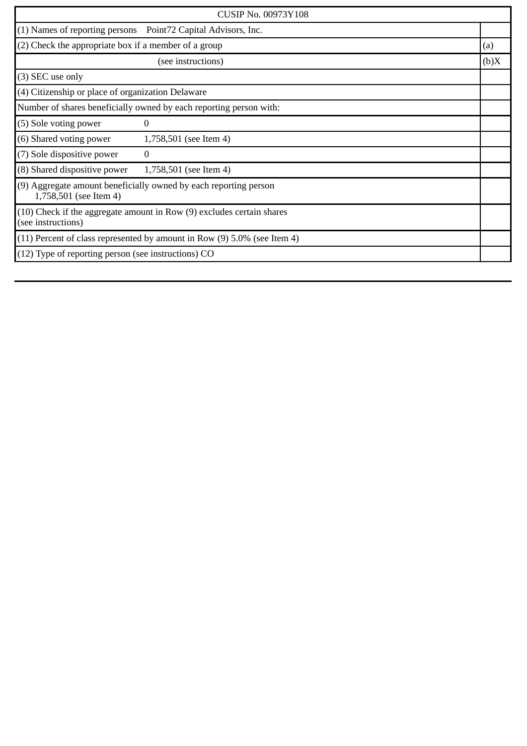| CUSIP No. 00973Y108 | |
|---|---|
| (1) Names of reporting persons Point72 Capital Advisors, Inc. | |
| (2) Check the appropriate box if a member of a group | (a) |
| (see instructions) | (b)X |
| (3) SEC use only | |
| (4) Citizenship or place of organization Delaware | |
| Number of shares beneficially owned by each reporting person with: | |
| (5) Sole voting power 0 | |
| (6) Shared voting power 1,758,501 (see Item 4) | |
| (7) Sole dispositive power 0 | |
| (8) Shared dispositive power 1,758,501 (see Item 4) | |
| (9) Aggregate amount beneficially owned by each reporting person 1,758,501 (see Item 4) | |
| (10) Check if the aggregate amount in Row (9) excludes certain shares (see instructions) | |
| (11) Percent of class represented by amount in Row (9) 5.0% (see Item 4) | |
| (12) Type of reporting person (see instructions) CO | |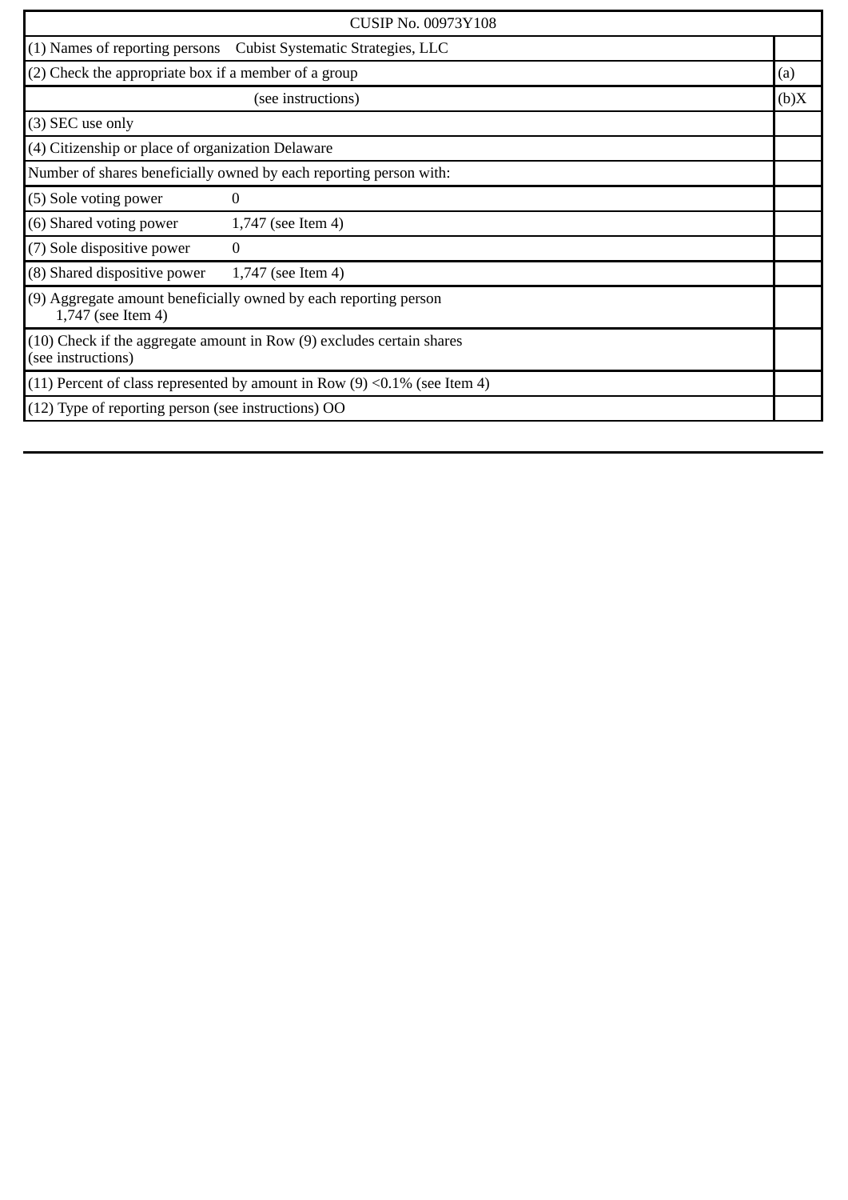| CUSIP No. 00973Y108 | |
|---|---|
| (1) Names of reporting persons Cubist Systematic Strategies, LLC | |
| (2) Check the appropriate box if a member of a group | (a) |
| (see instructions) | (b)X |
| (3) SEC use only | |
| (4) Citizenship or place of organization Delaware | |
| Number of shares beneficially owned by each reporting person with: | |
| (5) Sole voting power 0 | |
| (6) Shared voting power 1,747 (see Item 4) | |
| (7) Sole dispositive power 0 | |
| (8) Shared dispositive power 1,747 (see Item 4) | |
| (9) Aggregate amount beneficially owned by each reporting person 1,747 (see Item 4) | |
| (10) Check if the aggregate amount in Row (9) excludes certain shares (see instructions) | |
| (11) Percent of class represented by amount in Row (9) <0.1% (see Item 4) | |
| (12) Type of reporting person (see instructions) OO | |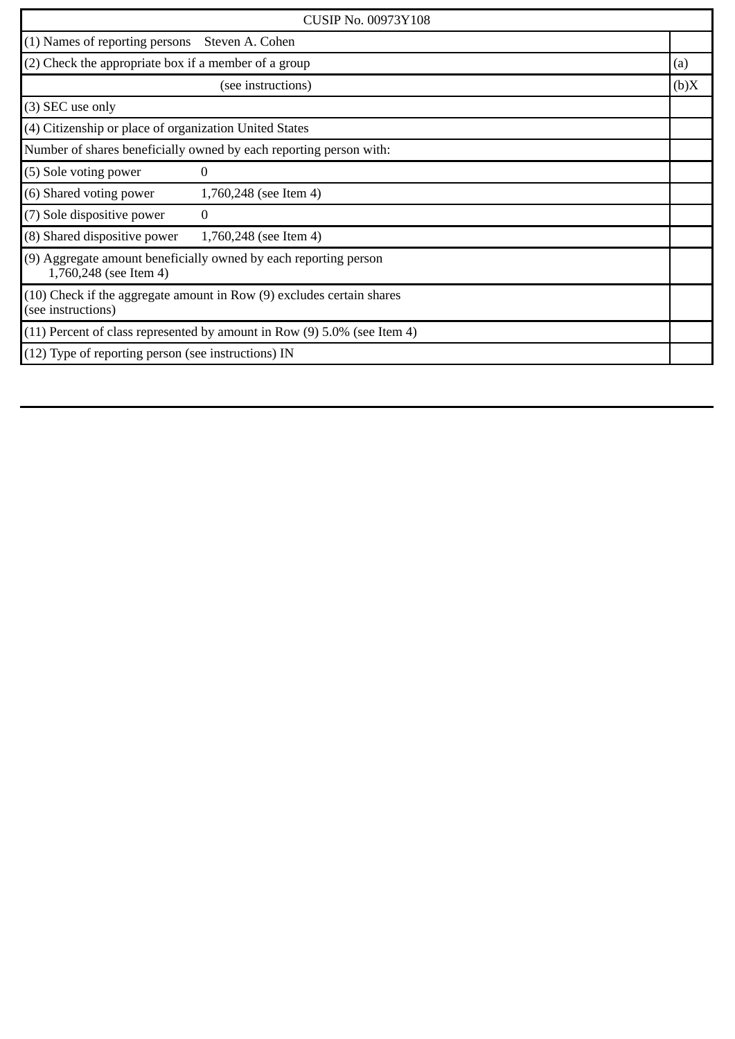| CUSIP No. 00973Y108 | |
| --- | --- |
| (1) Names of reporting persons Steven A. Cohen | |
| (2) Check the appropriate box if a member of a group | (a) |
| (see instructions) | (b)X |
| (3) SEC use only | |
| (4) Citizenship or place of organization United States | |
| Number of shares beneficially owned by each reporting person with: | |
| (5) Sole voting power 0 | |
| (6) Shared voting power 1,760,248 (see Item 4) | |
| (7) Sole dispositive power 0 | |
| (8) Shared dispositive power 1,760,248 (see Item 4) | |
| (9) Aggregate amount beneficially owned by each reporting person 1,760,248 (see Item 4) | |
| (10) Check if the aggregate amount in Row (9) excludes certain shares (see instructions) | |
| (11) Percent of class represented by amount in Row (9) 5.0% (see Item 4) | |
| (12) Type of reporting person (see instructions) IN | |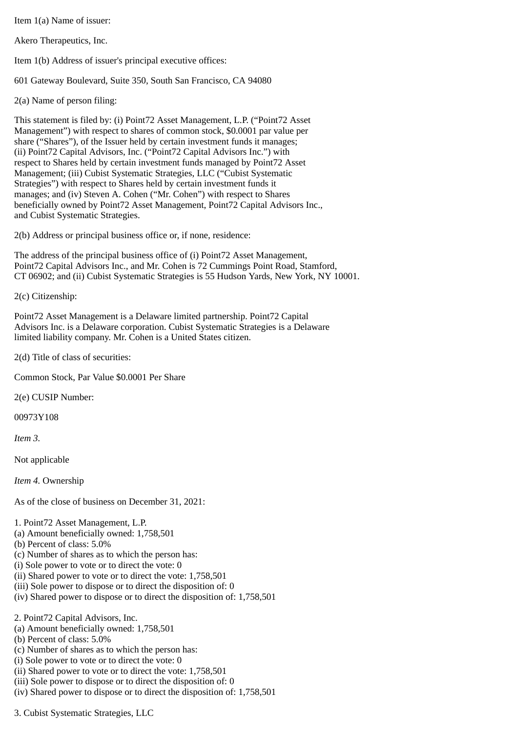Item 1(a) Name of issuer:

Akero Therapeutics, Inc.

Item 1(b) Address of issuer's principal executive offices:

601 Gateway Boulevard, Suite 350, South San Francisco, CA 94080

2(a) Name of person filing:

This statement is filed by: (i) Point72 Asset Management, L.P. (“Point72 Asset Management”) with respect to shares of common stock, $0.0001 par value per share (“Shares”), of the Issuer held by certain investment funds it manages; (ii) Point72 Capital Advisors, Inc. (“Point72 Capital Advisors Inc.”) with respect to Shares held by certain investment funds managed by Point72 Asset Management; (iii) Cubist Systematic Strategies, LLC (“Cubist Systematic Strategies”) with respect to Shares held by certain investment funds it manages; and (iv) Steven A. Cohen (“Mr. Cohen”) with respect to Shares beneficially owned by Point72 Asset Management, Point72 Capital Advisors Inc., and Cubist Systematic Strategies.

2(b) Address or principal business office or, if none, residence:

The address of the principal business office of (i) Point72 Asset Management, Point72 Capital Advisors Inc., and Mr. Cohen is 72 Cummings Point Road, Stamford, CT 06902; and (ii) Cubist Systematic Strategies is 55 Hudson Yards, New York, NY 10001.

2(c) Citizenship:

Point72 Asset Management is a Delaware limited partnership. Point72 Capital Advisors Inc. is a Delaware corporation. Cubist Systematic Strategies is a Delaware limited liability company. Mr. Cohen is a United States citizen.

2(d) Title of class of securities:

Common Stock, Par Value $0.0001 Per Share

2(e) CUSIP Number:

00973Y108

*Item 3.*

Not applicable

*Item 4.* Ownership

As of the close of business on December 31, 2021:

1. Point72 Asset Management, L.P.
(a) Amount beneficially owned: 1,758,501
(b) Percent of class: 5.0%
(c) Number of shares as to which the person has:
(i) Sole power to vote or to direct the vote: 0
(ii) Shared power to vote or to direct the vote: 1,758,501
(iii) Sole power to dispose or to direct the disposition of: 0
(iv) Shared power to dispose or to direct the disposition of: 1,758,501

2. Point72 Capital Advisors, Inc.
(a) Amount beneficially owned: 1,758,501
(b) Percent of class: 5.0%
(c) Number of shares as to which the person has:
(i) Sole power to vote or to direct the vote: 0
(ii) Shared power to vote or to direct the vote: 1,758,501
(iii) Sole power to dispose or to direct the disposition of: 0
(iv) Shared power to dispose or to direct the disposition of: 1,758,501

3. Cubist Systematic Strategies, LLC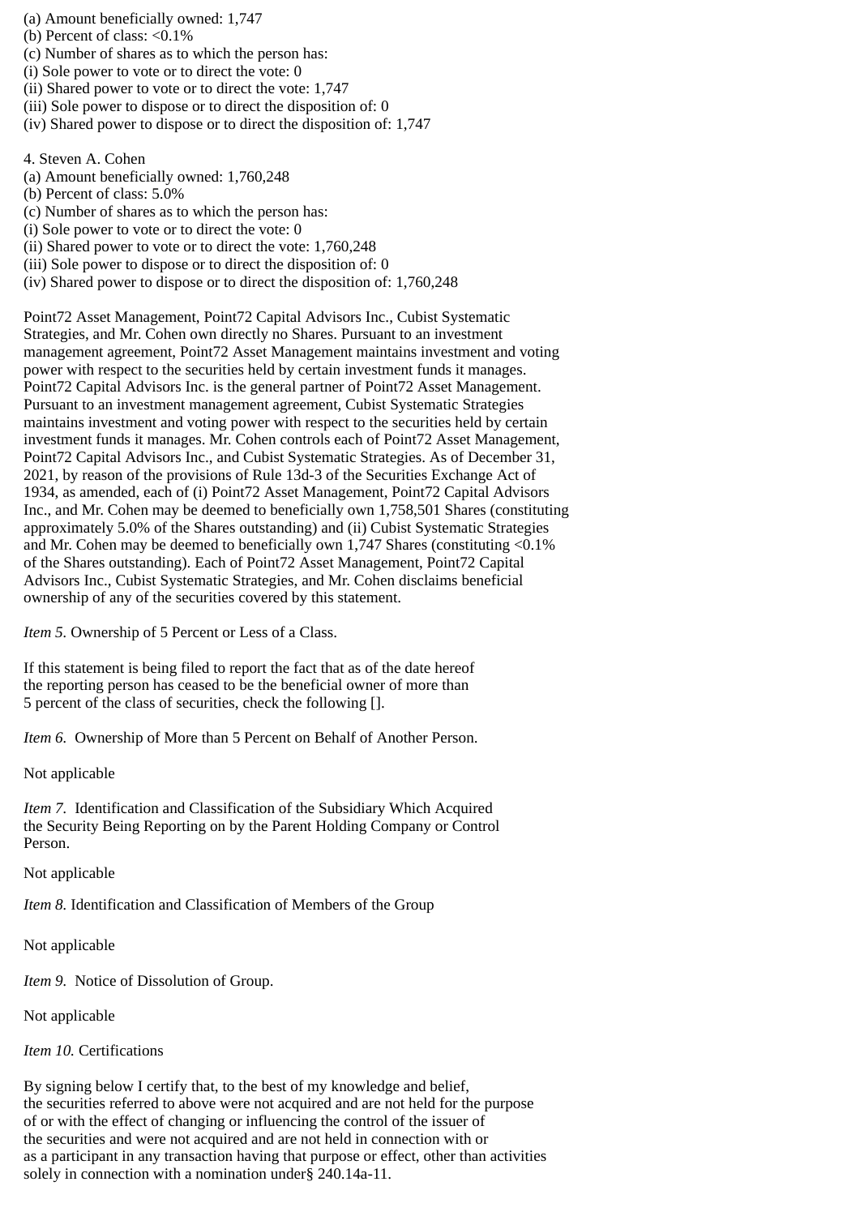(a) Amount beneficially owned: 1,747
(b) Percent of class: <0.1%
(c) Number of shares as to which the person has:
(i) Sole power to vote or to direct the vote: 0
(ii) Shared power to vote or to direct the vote: 1,747
(iii) Sole power to dispose or to direct the disposition of: 0
(iv) Shared power to dispose or to direct the disposition of: 1,747

4. Steven A. Cohen
(a) Amount beneficially owned: 1,760,248
(b) Percent of class: 5.0%
(c) Number of shares as to which the person has:
(i) Sole power to vote or to direct the vote: 0
(ii) Shared power to vote or to direct the vote: 1,760,248
(iii) Sole power to dispose or to direct the disposition of: 0
(iv) Shared power to dispose or to direct the disposition of: 1,760,248

Point72 Asset Management, Point72 Capital Advisors Inc., Cubist Systematic Strategies, and Mr. Cohen own directly no Shares. Pursuant to an investment management agreement, Point72 Asset Management maintains investment and voting power with respect to the securities held by certain investment funds it manages. Point72 Capital Advisors Inc. is the general partner of Point72 Asset Management. Pursuant to an investment management agreement, Cubist Systematic Strategies maintains investment and voting power with respect to the securities held by certain investment funds it manages. Mr. Cohen controls each of Point72 Asset Management, Point72 Capital Advisors Inc., and Cubist Systematic Strategies. As of December 31, 2021, by reason of the provisions of Rule 13d-3 of the Securities Exchange Act of 1934, as amended, each of (i) Point72 Asset Management, Point72 Capital Advisors Inc., and Mr. Cohen may be deemed to beneficially own 1,758,501 Shares (constituting approximately 5.0% of the Shares outstanding) and (ii) Cubist Systematic Strategies and Mr. Cohen may be deemed to beneficially own 1,747 Shares (constituting <0.1% of the Shares outstanding). Each of Point72 Asset Management, Point72 Capital Advisors Inc., Cubist Systematic Strategies, and Mr. Cohen disclaims beneficial ownership of any of the securities covered by this statement.

*Item 5.* Ownership of 5 Percent or Less of a Class.

If this statement is being filed to report the fact that as of the date hereof the reporting person has ceased to be the beneficial owner of more than 5 percent of the class of securities, check the following [].

*Item 6.* Ownership of More than 5 Percent on Behalf of Another Person.

Not applicable

*Item 7.* Identification and Classification of the Subsidiary Which Acquired the Security Being Reporting on by the Parent Holding Company or Control Person.

Not applicable

*Item 8.* Identification and Classification of Members of the Group

Not applicable

*Item 9.* Notice of Dissolution of Group.

Not applicable

*Item 10.* Certifications

By signing below I certify that, to the best of my knowledge and belief, the securities referred to above were not acquired and are not held for the purpose of or with the effect of changing or influencing the control of the issuer of the securities and were not acquired and are not held in connection with or as a participant in any transaction having that purpose or effect, other than activities solely in connection with a nomination under§ 240.14a-11.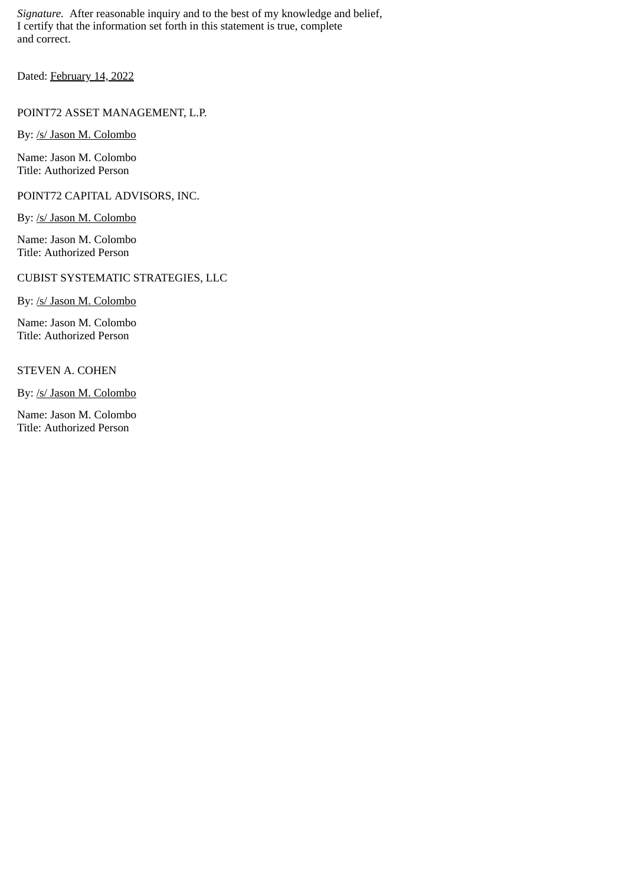*Signature.* After reasonable inquiry and to the best of my knowledge and belief, I certify that the information set forth in this statement is true, complete and correct.

Dated: February 14, 2022

POINT72 ASSET MANAGEMENT, L.P.

By: /s/ Jason M. Colombo

Name: Jason M. Colombo
Title: Authorized Person

POINT72 CAPITAL ADVISORS, INC.

By: /s/ Jason M. Colombo

Name: Jason M. Colombo
Title: Authorized Person

CUBIST SYSTEMATIC STRATEGIES, LLC

By: /s/ Jason M. Colombo

Name: Jason M. Colombo
Title: Authorized Person

STEVEN A. COHEN

By: /s/ Jason M. Colombo

Name: Jason M. Colombo
Title: Authorized Person